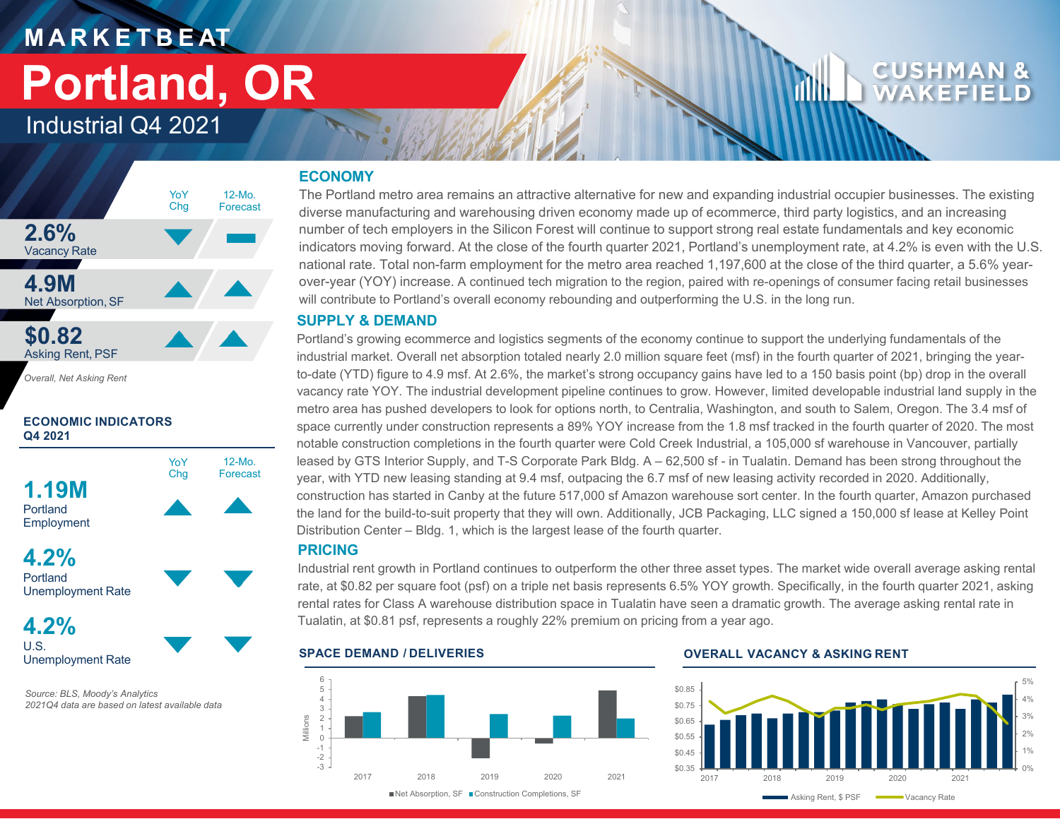# MARKETBEAT

# Portland, OR

## Industrial Q4 2021

| | YoY Chg | 12-Mo. Forecast |
|---|---|---|
| **2.6%** Vacancy Rate | ▼ | ▬ |
| **4.9M** Net Absorption, SF | ▲ | ▲ |
| **$0.82** Asking Rent, PSF | ▲ | ▲ |

*Overall, Net Asking Rent*

**ECONOMIC INDICATORS Q4 2021**

| | YoY Chg | 12-Mo. Forecast |
|---|---|---|
| **1.19M** Portland Employment | ▲ | ▲ |
| **4.2%** Portland Unemployment Rate | ▼ | ▼ |
| **4.2%** U.S. Unemployment Rate | ▼ | ▼ |

*Source: BLS, Moody's Analytics*
*2021Q4 data are based on latest available data*

## ECONOMY

The Portland metro area remains an attractive alternative for new and expanding industrial occupier businesses. The existing diverse manufacturing and warehousing driven economy made up of ecommerce, third party logistics, and an increasing number of tech employers in the Silicon Forest will continue to support strong real estate fundamentals and key economic indicators moving forward. At the close of the fourth quarter 2021, Portland's unemployment rate, at 4.2% is even with the U.S. national rate. Total non-farm employment for the metro area reached 1,197,600 at the close of the third quarter, a 5.6% year-over-year (YOY) increase. A continued tech migration to the region, paired with re-openings of consumer facing retail businesses will contribute to Portland's overall economy rebounding and outperforming the U.S. in the long run.

## SUPPLY & DEMAND

Portland's growing ecommerce and logistics segments of the economy continue to support the underlying fundamentals of the industrial market. Overall net absorption totaled nearly 2.0 million square feet (msf) in the fourth quarter of 2021, bringing the year-to-date (YTD) figure to 4.9 msf. At 2.6%, the market's strong occupancy gains have led to a 150 basis point (bp) drop in the overall vacancy rate YOY. The industrial development pipeline continues to grow. However, limited developable industrial land supply in the metro area has pushed developers to look for options north, to Centralia, Washington, and south to Salem, Oregon. The 3.4 msf of space currently under construction represents a 89% YOY increase from the 1.8 msf tracked in the fourth quarter of 2020. The most notable construction completions in the fourth quarter were Cold Creek Industrial, a 105,000 sf warehouse in Vancouver, partially leased by GTS Interior Supply, and T-S Corporate Park Bldg. A – 62,500 sf - in Tualatin. Demand has been strong throughout the year, with YTD new leasing standing at 9.4 msf, outpacing the 6.7 msf of new leasing activity recorded in 2020. Additionally, construction has started in Canby at the future 517,000 sf Amazon warehouse sort center. In the fourth quarter, Amazon purchased the land for the build-to-suit property that they will own. Additionally, JCB Packaging, LLC signed a 150,000 sf lease at Kelley Point Distribution Center – Bldg. 1, which is the largest lease of the fourth quarter.

## PRICING

Industrial rent growth in Portland continues to outperform the other three asset types. The market wide overall average asking rental rate, at $0.82 per square foot (psf) on a triple net basis represents 6.5% YOY growth. Specifically, in the fourth quarter 2021, asking rental rates for Class A warehouse distribution space in Tualatin have seen a dramatic growth. The average asking rental rate in Tualatin, at $0.81 psf, represents a roughly 22% premium on pricing from a year ago.

**SPACE DEMAND / DELIVERIES**

Legend: Net Absorption, SF; Construction Completions, SF (Millions), 2017–2021

**OVERALL VACANCY & ASKING RENT**

Legend: Asking Rent, $ PSF; Vacancy Rate, 2017–2021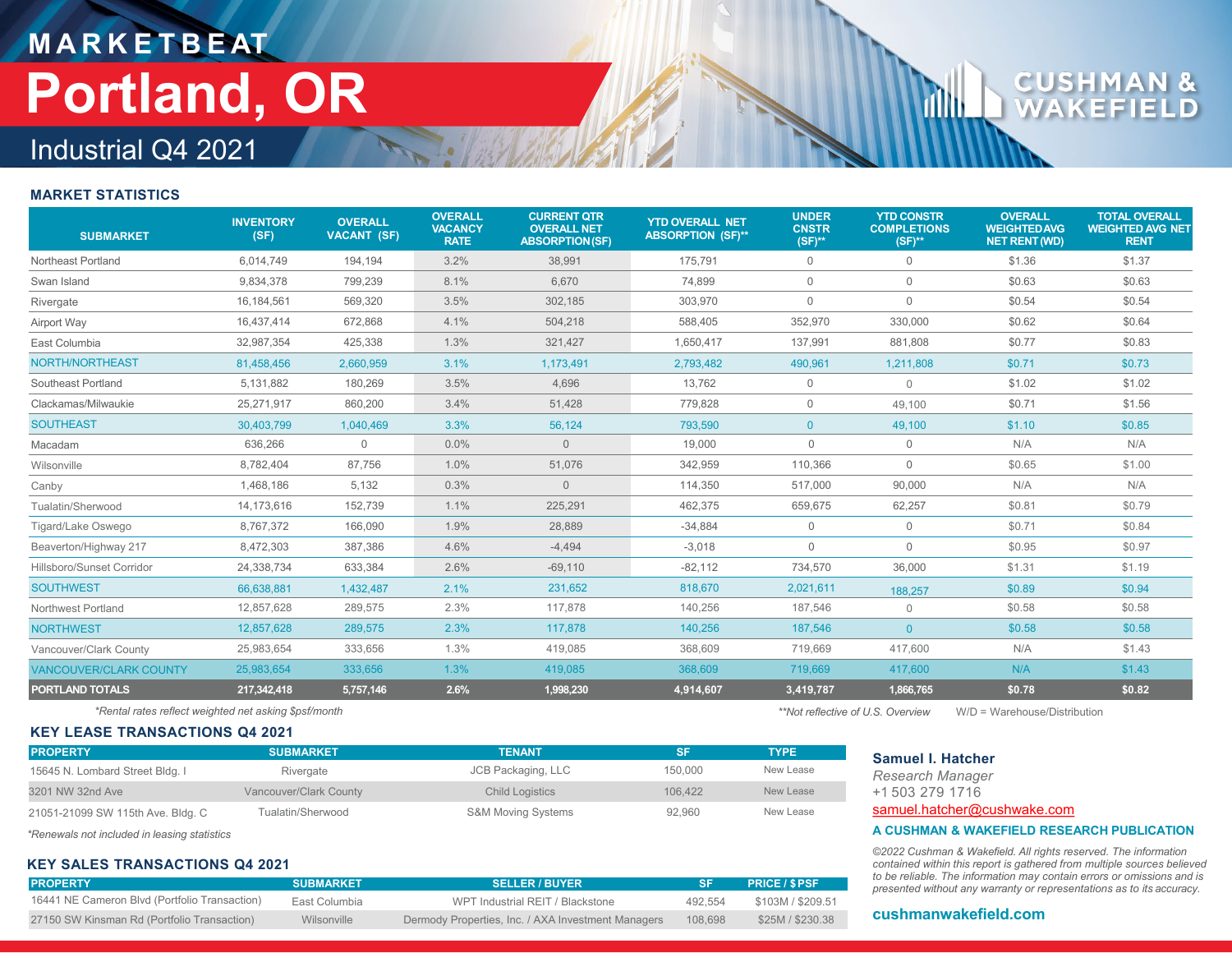# MARKETBEAT

# Portland, OR

## Industrial Q4 2021

### MARKET STATISTICS

| SUBMARKET | INVENTORY (SF) | OVERALL VACANT (SF) | OVERALL VACANCY RATE | CURRENT QTR OVERALL NET ABSORPTION (SF) | YTD OVERALL NET ABSORPTION (SF)** | UNDER CNSTR (SF)** | YTD CONSTR COMPLETIONS (SF)** | OVERALL WEIGHTED AVG NET RENT (WD) | TOTAL OVERALL WEIGHTED AVG NET RENT |
|---|---|---|---|---|---|---|---|---|---|
| Northeast Portland | 6,014,749 | 194,194 | 3.2% | 38,991 | 175,791 | 0 | 0 | $1.36 | $1.37 |
| Swan Island | 9,834,378 | 799,239 | 8.1% | 6,670 | 74,899 | 0 | 0 | $0.63 | $0.63 |
| Rivergate | 16,184,561 | 569,320 | 3.5% | 302,185 | 303,970 | 0 | 0 | $0.54 | $0.54 |
| Airport Way | 16,437,414 | 672,868 | 4.1% | 504,218 | 588,405 | 352,970 | 330,000 | $0.62 | $0.64 |
| East Columbia | 32,987,354 | 425,338 | 1.3% | 321,427 | 1,650,417 | 137,991 | 881,808 | $0.77 | $0.83 |
| NORTH/NORTHEAST | 81,458,456 | 2,660,959 | 3.1% | 1,173,491 | 2,793,482 | 490,961 | 1,211,808 | $0.71 | $0.73 |
| Southeast Portland | 5,131,882 | 180,269 | 3.5% | 4,696 | 13,762 | 0 | 0 | $1.02 | $1.02 |
| Clackamas/Milwaukie | 25,271,917 | 860,200 | 3.4% | 51,428 | 779,828 | 0 | 49,100 | $0.71 | $1.56 |
| SOUTHEAST | 30,403,799 | 1,040,469 | 3.3% | 56,124 | 793,590 | 0 | 49,100 | $1.10 | $0.85 |
| Macadam | 636,266 | 0 | 0.0% | 0 | 19,000 | 0 | 0 | N/A | N/A |
| Wilsonville | 8,782,404 | 87,756 | 1.0% | 51,076 | 342,959 | 110,366 | 0 | $0.65 | $1.00 |
| Canby | 1,468,186 | 5,132 | 0.3% | 0 | 114,350 | 517,000 | 90,000 | N/A | N/A |
| Tualatin/Sherwood | 14,173,616 | 152,739 | 1.1% | 225,291 | 462,375 | 659,675 | 62,257 | $0.81 | $0.79 |
| Tigard/Lake Oswego | 8,767,372 | 166,090 | 1.9% | 28,889 | -34,884 | 0 | 0 | $0.71 | $0.84 |
| Beaverton/Highway 217 | 8,472,303 | 387,386 | 4.6% | -4,494 | -3,018 | 0 | 0 | $0.95 | $0.97 |
| Hillsboro/Sunset Corridor | 24,338,734 | 633,384 | 2.6% | -69,110 | -82,112 | 734,570 | 36,000 | $1.31 | $1.19 |
| SOUTHWEST | 66,638,881 | 1,432,487 | 2.1% | 231,652 | 818,670 | 2,021,611 | 188,257 | $0.89 | $0.94 |
| Northwest Portland | 12,857,628 | 289,575 | 2.3% | 117,878 | 140,256 | 187,546 | 0 | $0.58 | $0.58 |
| NORTHWEST | 12,857,628 | 289,575 | 2.3% | 117,878 | 140,256 | 187,546 | 0 | $0.58 | $0.58 |
| Vancouver/Clark County | 25,983,654 | 333,656 | 1.3% | 419,085 | 368,609 | 719,669 | 417,600 | N/A | $1.43 |
| VANCOUVER/CLARK COUNTY | 25,983,654 | 333,656 | 1.3% | 419,085 | 368,609 | 719,669 | 417,600 | N/A | $1.43 |
| **PORTLAND TOTALS** | **217,342,418** | **5,757,146** | **2.6%** | **1,998,230** | **4,914,607** | **3,419,787** | **1,866,765** | **$0.78** | **$0.82** |

*Rental rates reflect weighted net asking $psf/month

**Not reflective of U.S. Overview

W/D = Warehouse/Distribution

### KEY LEASE TRANSACTIONS Q4 2021

| PROPERTY | SUBMARKET | TENANT | SF | TYPE |
|---|---|---|---|---|
| 15645 N. Lombard Street Bldg. I | Rivergate | JCB Packaging, LLC | 150,000 | New Lease |
| 3201 NW 32nd Ave | Vancouver/Clark County | Child Logistics | 106,422 | New Lease |
| 21051-21099 SW 115th Ave. Bldg. C | Tualatin/Sherwood | S&M Moving Systems | 92,960 | New Lease |

*Renewals not included in leasing statistics

### KEY SALES TRANSACTIONS Q4 2021

| PROPERTY | SUBMARKET | SELLER / BUYER | SF | PRICE / $ PSF |
|---|---|---|---|---|
| 16441 NE Cameron Blvd (Portfolio Transaction) | East Columbia | WPT Industrial REIT / Blackstone | 492,554 | $103M / $209.51 |
| 27150 SW Kinsman Rd (Portfolio Transaction) | Wilsonville | Dermody Properties, Inc. / AXA Investment Managers | 108,698 | $25M / $230.38 |

**Samuel I. Hatcher**
*Research Manager*
+1 503 279 1716
samuel.hatcher@cushwake.com

**A CUSHMAN & WAKEFIELD RESEARCH PUBLICATION**

*©2022 Cushman & Wakefield. All rights reserved. The information contained within this report is gathered from multiple sources believed to be reliable. The information may contain errors or omissions and is presented without any warranty or representations as to its accuracy.*

**cushmanwakefield.com**